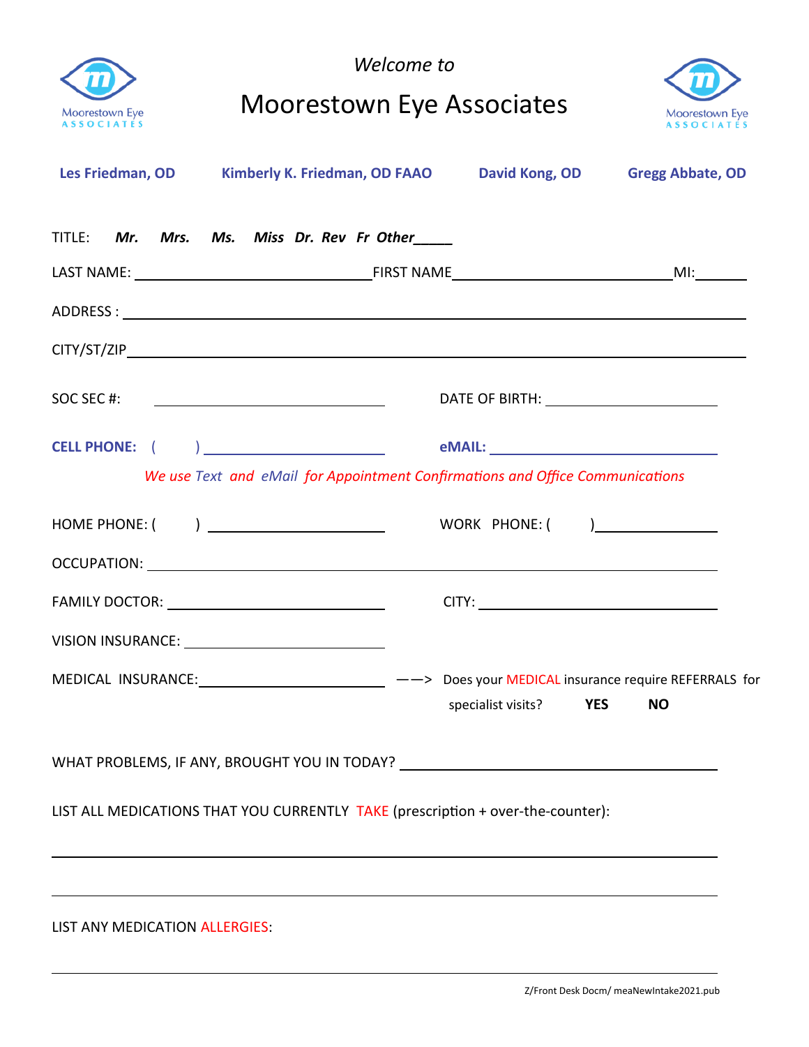*Welcome to*

# Moorestown Eye Associates

Moorestown Eye ASSOCIATES

**Les Friedman, OD** **Kimberly K. Friedman, OD FAAO** **David Kong, OD** **Gregg Abbate, OD**

TITLE: ***Mr. Mrs. Ms. Miss Dr. Rev Fr Other_____***

LAST NAME: ______________________ FIRST NAME ______________________ MI: ______

ADDRESS : ________________________________________________________________

CITY/ST/ZIP ________________________________________________________________

SOC SEC #: ______________________ DATE OF BIRTH: ______________________

**CELL PHONE: (   )** ______________________ **eMAIL:** ______________________

*We use Text and eMail for Appointment Confirmations and Office Communications*

HOME PHONE: (   ) ______________________ WORK PHONE: (   ) ______________________

OCCUPATION: ________________________________________________________________

FAMILY DOCTOR: ______________________ CITY: ______________________

VISION INSURANCE: ______________________

MEDICAL INSURANCE: ______________________ ——> Does your MEDICAL insurance require REFERRALS for specialist visits? **YES** **NO**

WHAT PROBLEMS, IF ANY, BROUGHT YOU IN TODAY? ______________________

LIST ALL MEDICATIONS THAT YOU CURRENTLY TAKE (prescription + over-the-counter):

________________________________________________________________

________________________________________________________________

LIST ANY MEDICATION ALLERGIES:

________________________________________________________________

Z/Front Desk Docm/ meaNewIntake2021.pub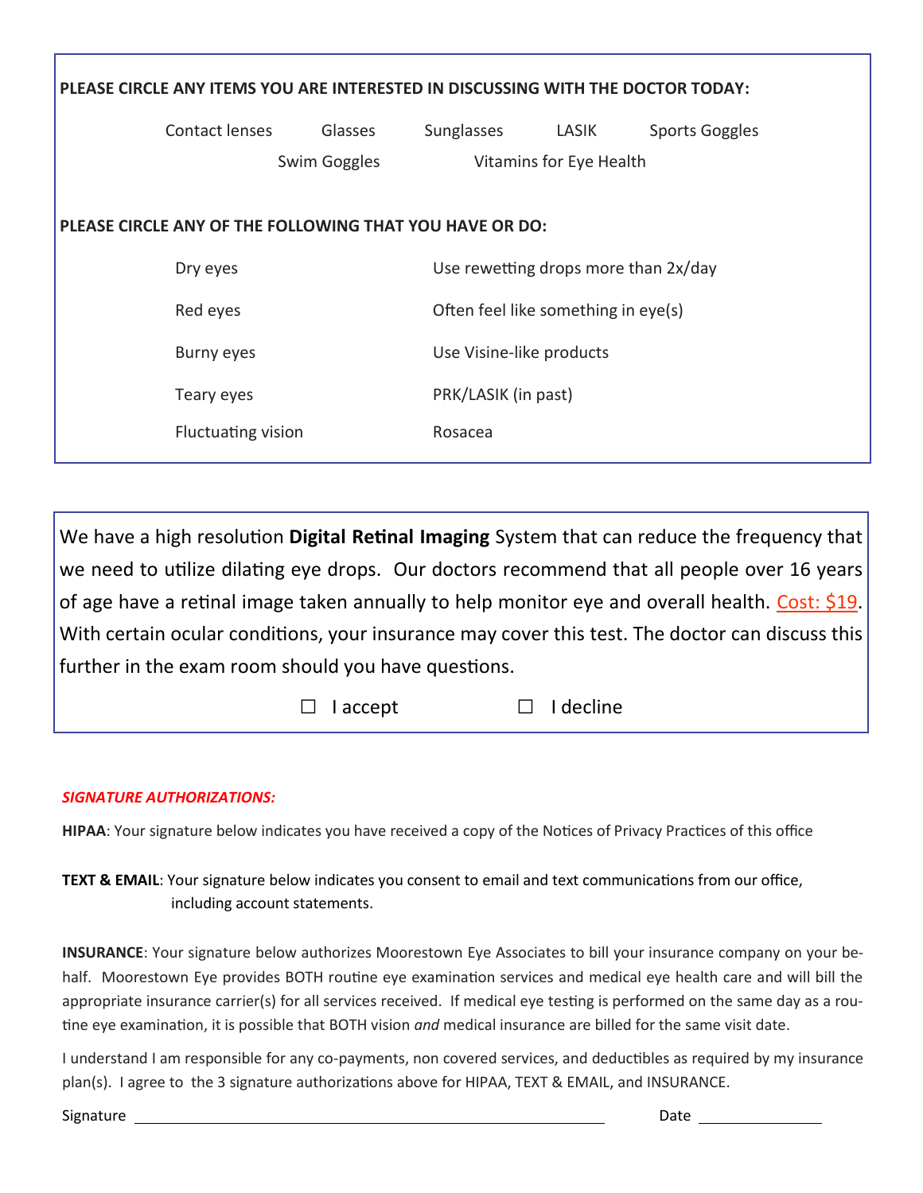**PLEASE CIRCLE ANY ITEMS YOU ARE INTERESTED IN DISCUSSING WITH THE DOCTOR TODAY:**

Contact lenses     Glasses     Sunglasses     LASIK     Sports Goggles

Swim Goggles     Vitamins for Eye Health

**PLEASE CIRCLE ANY OF THE FOLLOWING THAT YOU HAVE OR DO:**

| | |
|---|---|
| Dry eyes | Use rewetting drops more than 2x/day |
| Red eyes | Often feel like something in eye(s) |
| Burny eyes | Use Visine-like products |
| Teary eyes | PRK/LASIK (in past) |
| Fluctuating vision | Rosacea |

We have a high resolution **Digital Retinal Imaging** System that can reduce the frequency that we need to utilize dilating eye drops. Our doctors recommend that all people over 16 years of age have a retinal image taken annually to help monitor eye and overall health. Cost: $19. With certain ocular conditions, your insurance may cover this test. The doctor can discuss this further in the exam room should you have questions.

☐ I accept     ☐ I decline

***SIGNATURE AUTHORIZATIONS:***

**HIPAA**: Your signature below indicates you have received a copy of the Notices of Privacy Practices of this office

**TEXT & EMAIL**: Your signature below indicates you consent to email and text communications from our office, including account statements.

**INSURANCE**: Your signature below authorizes Moorestown Eye Associates to bill your insurance company on your behalf. Moorestown Eye provides BOTH routine eye examination services and medical eye health care and will bill the appropriate insurance carrier(s) for all services received. If medical eye testing is performed on the same day as a routine eye examination, it is possible that BOTH vision *and* medical insurance are billed for the same visit date.

I understand I am responsible for any co-payments, non covered services, and deductibles as required by my insurance plan(s). I agree to the 3 signature authorizations above for HIPAA, TEXT & EMAIL, and INSURANCE.

Signature ______________________________     Date ____________